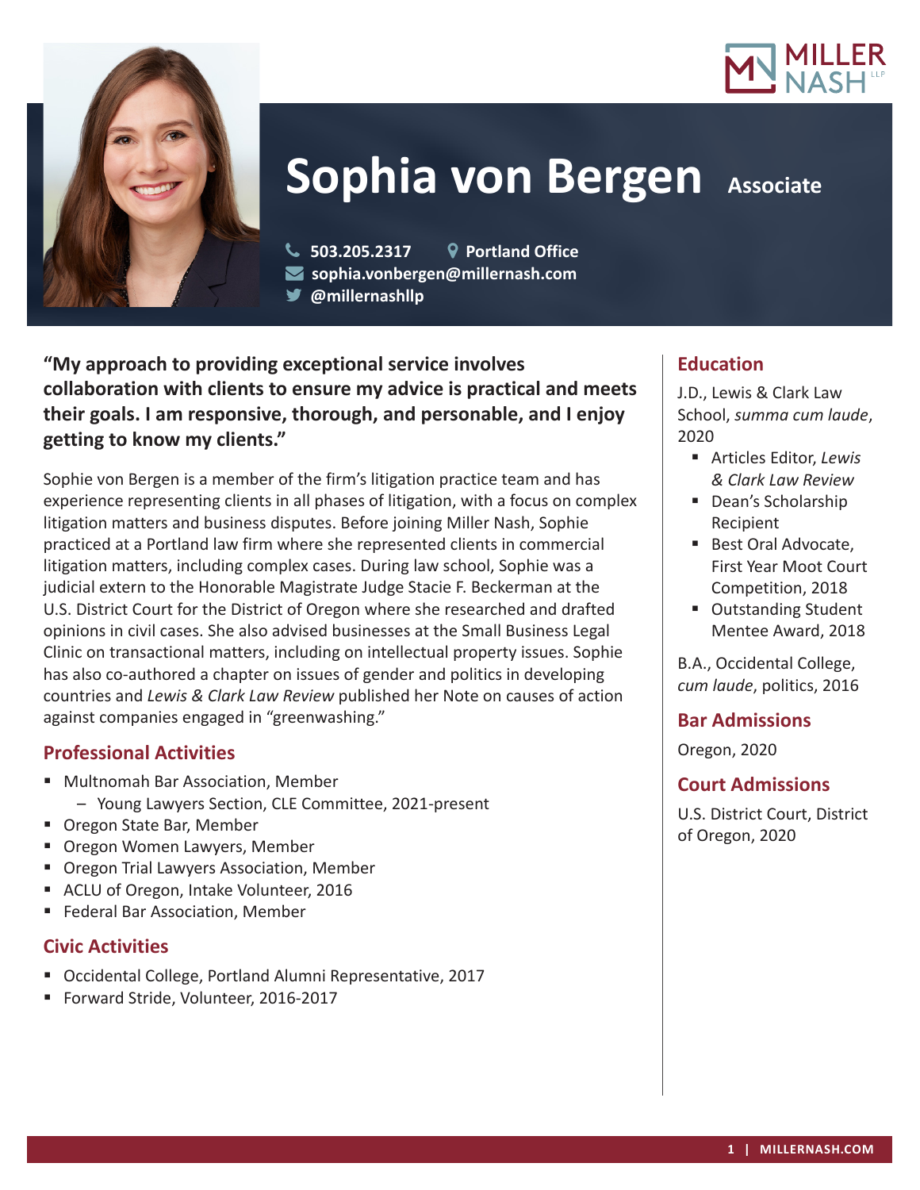# Sophia von Bergen

**Associate**

503.205.2317 | Portland Office
sophia.vonbergen@millernash.com
@millernashllp

**"My approach to providing exceptional service involves collaboration with clients to ensure my advice is practical and meets their goals. I am responsive, thorough, and personable, and I enjoy getting to know my clients."**

Sophie von Bergen is a member of the firm's litigation practice team and has experience representing clients in all phases of litigation, with a focus on complex litigation matters and business disputes. Before joining Miller Nash, Sophie practiced at a Portland law firm where she represented clients in commercial litigation matters, including complex cases. During law school, Sophie was a judicial extern to the Honorable Magistrate Judge Stacie F. Beckerman at the U.S. District Court for the District of Oregon where she researched and drafted opinions in civil cases. She also advised businesses at the Small Business Legal Clinic on transactional matters, including on intellectual property issues. Sophie has also co-authored a chapter on issues of gender and politics in developing countries and *Lewis & Clark Law Review* published her Note on causes of action against companies engaged in "greenwashing."

## Professional Activities

- Multnomah Bar Association, Member
  - Young Lawyers Section, CLE Committee, 2021-present
- Oregon State Bar, Member
- Oregon Women Lawyers, Member
- Oregon Trial Lawyers Association, Member
- ACLU of Oregon, Intake Volunteer, 2016
- Federal Bar Association, Member

## Civic Activities

- Occidental College, Portland Alumni Representative, 2017
- Forward Stride, Volunteer, 2016-2017

## Education

J.D., Lewis & Clark Law School, *summa cum laude*, 2020

- Articles Editor, *Lewis & Clark Law Review*
- Dean's Scholarship Recipient
- Best Oral Advocate, First Year Moot Court Competition, 2018
- Outstanding Student Mentee Award, 2018

B.A., Occidental College, *cum laude*, politics, 2016

## Bar Admissions

Oregon, 2020

## Court Admissions

U.S. District Court, District of Oregon, 2020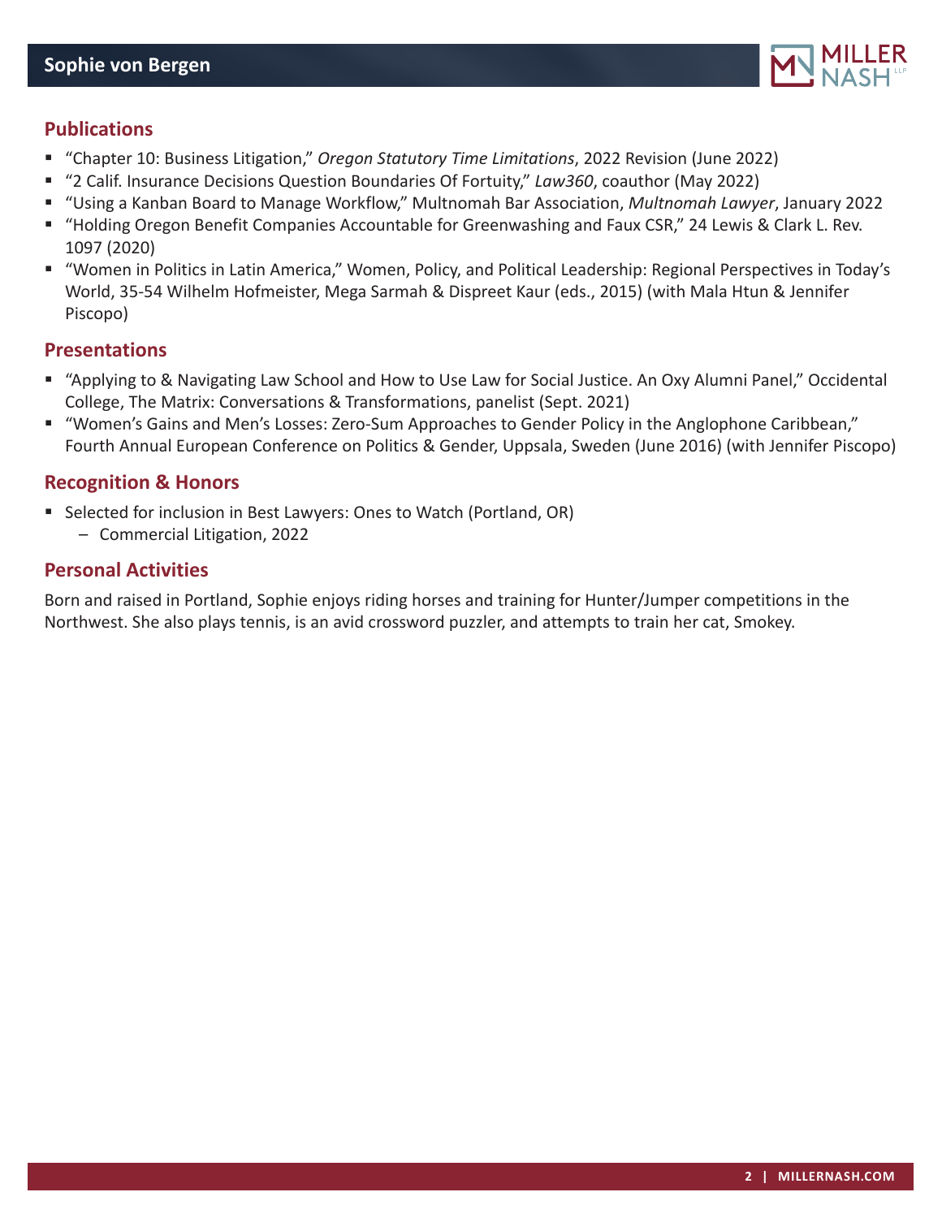## Publications

- "Chapter 10: Business Litigation," *Oregon Statutory Time Limitations*, 2022 Revision (June 2022)
- "2 Calif. Insurance Decisions Question Boundaries Of Fortuity," *Law360*, coauthor (May 2022)
- "Using a Kanban Board to Manage Workflow," Multnomah Bar Association, *Multnomah Lawyer*, January 2022
- "Holding Oregon Benefit Companies Accountable for Greenwashing and Faux CSR," 24 Lewis & Clark L. Rev. 1097 (2020)
- "Women in Politics in Latin America," Women, Policy, and Political Leadership: Regional Perspectives in Today's World, 35-54 Wilhelm Hofmeister, Mega Sarmah & Dispreet Kaur (eds., 2015) (with Mala Htun & Jennifer Piscopo)

## Presentations

- "Applying to & Navigating Law School and How to Use Law for Social Justice. An Oxy Alumni Panel," Occidental College, The Matrix: Conversations & Transformations, panelist (Sept. 2021)
- "Women's Gains and Men's Losses: Zero-Sum Approaches to Gender Policy in the Anglophone Caribbean," Fourth Annual European Conference on Politics & Gender, Uppsala, Sweden (June 2016) (with Jennifer Piscopo)

## Recognition & Honors

- Selected for inclusion in Best Lawyers: Ones to Watch (Portland, OR)
  - Commercial Litigation, 2022

## Personal Activities

Born and raised in Portland, Sophie enjoys riding horses and training for Hunter/Jumper competitions in the Northwest. She also plays tennis, is an avid crossword puzzler, and attempts to train her cat, Smokey.